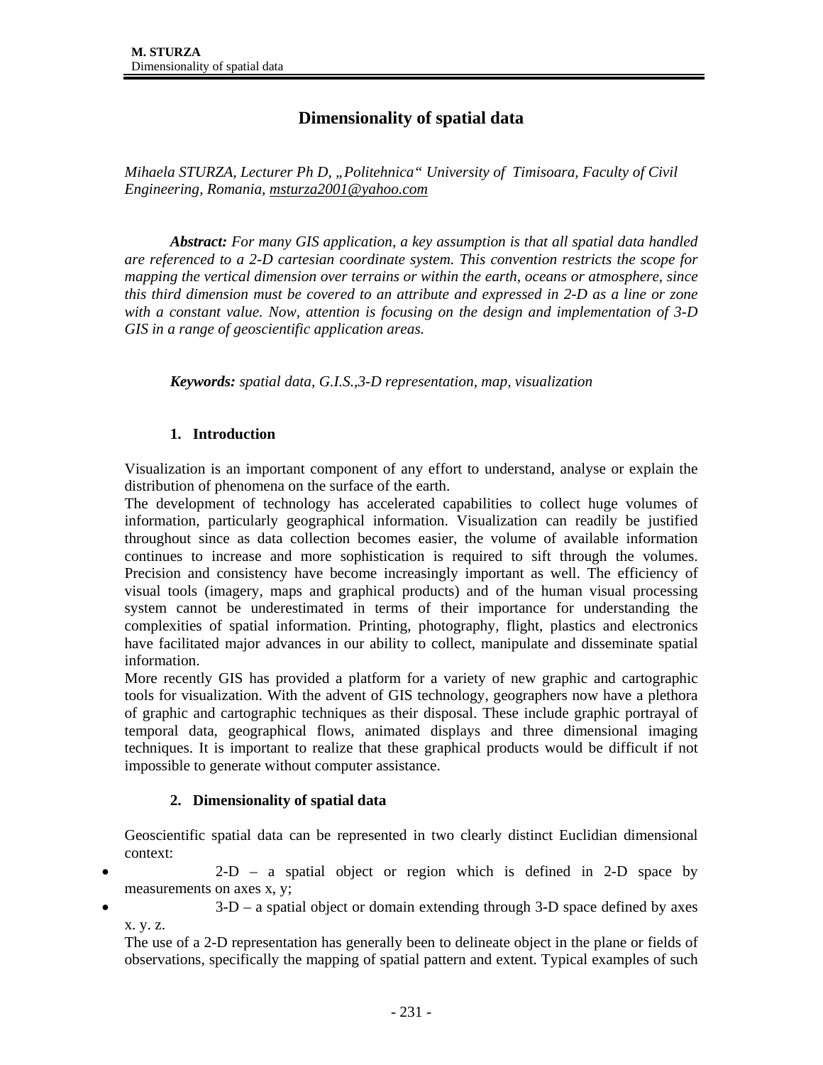// Dimensionality of spatial data

*Mihaela STURZA, Lecturer Ph D, „Politehnica" University of Timisoara, Faculty of Civil Engineering, Romania, msturza2001@yahoo.com*

***Abstract:*** *For many GIS application, a key assumption is that all spatial data handled are referenced to a 2-D cartesian coordinate system. This convention restricts the scope for mapping the vertical dimension over terrains or within the earth, oceans or atmosphere, since this third dimension must be covered to an attribute and expressed in 2-D as a line or zone with a constant value. Now, attention is focusing on the design and implementation of 3-D GIS in a range of geoscientific application areas.*

***Keywords:*** *spatial data, G.I.S.,3-D representation, map, visualization*

## 1. Introduction

Visualization is an important component of any effort to understand, analyse or explain the distribution of phenomena on the surface of the earth.

The development of technology has accelerated capabilities to collect huge volumes of information, particularly geographical information. Visualization can readily be justified throughout since as data collection becomes easier, the volume of available information continues to increase and more sophistication is required to sift through the volumes. Precision and consistency have become increasingly important as well. The efficiency of visual tools (imagery, maps and graphical products) and of the human visual processing system cannot be underestimated in terms of their importance for understanding the complexities of spatial information. Printing, photography, flight, plastics and electronics have facilitated major advances in our ability to collect, manipulate and disseminate spatial information.

More recently GIS has provided a platform for a variety of new graphic and cartographic tools for visualization. With the advent of GIS technology, geographers now have a plethora of graphic and cartographic techniques as their disposal. These include graphic portrayal of temporal data, geographical flows, animated displays and three dimensional imaging techniques. It is important to realize that these graphical products would be difficult if not impossible to generate without computer assistance.

## 2. Dimensionality of spatial data

Geoscientific spatial data can be represented in two clearly distinct Euclidian dimensional context:

- 2-D – a spatial object or region which is defined in 2-D space by measurements on axes x, y;
- 3-D – a spatial object or domain extending through 3-D space defined by axes x. y. z.

The use of a 2-D representation has generally been to delineate object in the plane or fields of observations, specifically the mapping of spatial pattern and extent. Typical examples of such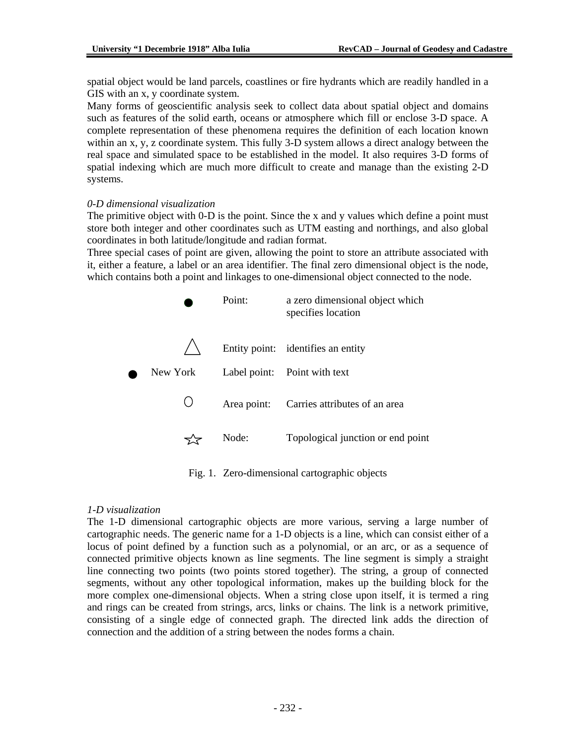spatial object would be land parcels, coastlines or fire hydrants which are readily handled in a GIS with an x, y coordinate system.

Many forms of geoscientific analysis seek to collect data about spatial object and domains such as features of the solid earth, oceans or atmosphere which fill or enclose 3-D space. A complete representation of these phenomena requires the definition of each location known within an x, y, z coordinate system. This fully 3-D system allows a direct analogy between the real space and simulated space to be established in the model. It also requires 3-D forms of spatial indexing which are much more difficult to create and manage than the existing 2-D systems.

*0-D dimensional visualization*

The primitive object with 0-D is the point. Since the x and y values which define a point must store both integer and other coordinates such as UTM easting and northings, and also global coordinates in both latitude/longitude and radian format.

Three special cases of point are given, allowing the point to store an attribute associated with it, either a feature, a label or an area identifier. The final zero dimensional object is the node, which contains both a point and linkages to one-dimensional object connected to the node.

| Symbol | Name | Description |
|---|---|---|
| ● | Point: | a zero dimensional object which specifies location |
| △ | Entity point: | identifies an entity |
| ● New York | Label point: | Point with text |
| ○ | Area point: | Carries attributes of an area |
| ☆ | Node: | Topological junction or end point |

Fig. 1. Zero-dimensional cartographic objects

*1-D visualization*

The 1-D dimensional cartographic objects are more various, serving a large number of cartographic needs. The generic name for a 1-D objects is a line, which can consist either of a locus of point defined by a function such as a polynomial, or an arc, or as a sequence of connected primitive objects known as line segments. The line segment is simply a straight line connecting two points (two points stored together). The string, a group of connected segments, without any other topological information, makes up the building block for the more complex one-dimensional objects. When a string close upon itself, it is termed a ring and rings can be created from strings, arcs, links or chains. The link is a network primitive, consisting of a single edge of connected graph. The directed link adds the direction of connection and the addition of a string between the nodes forms a chain.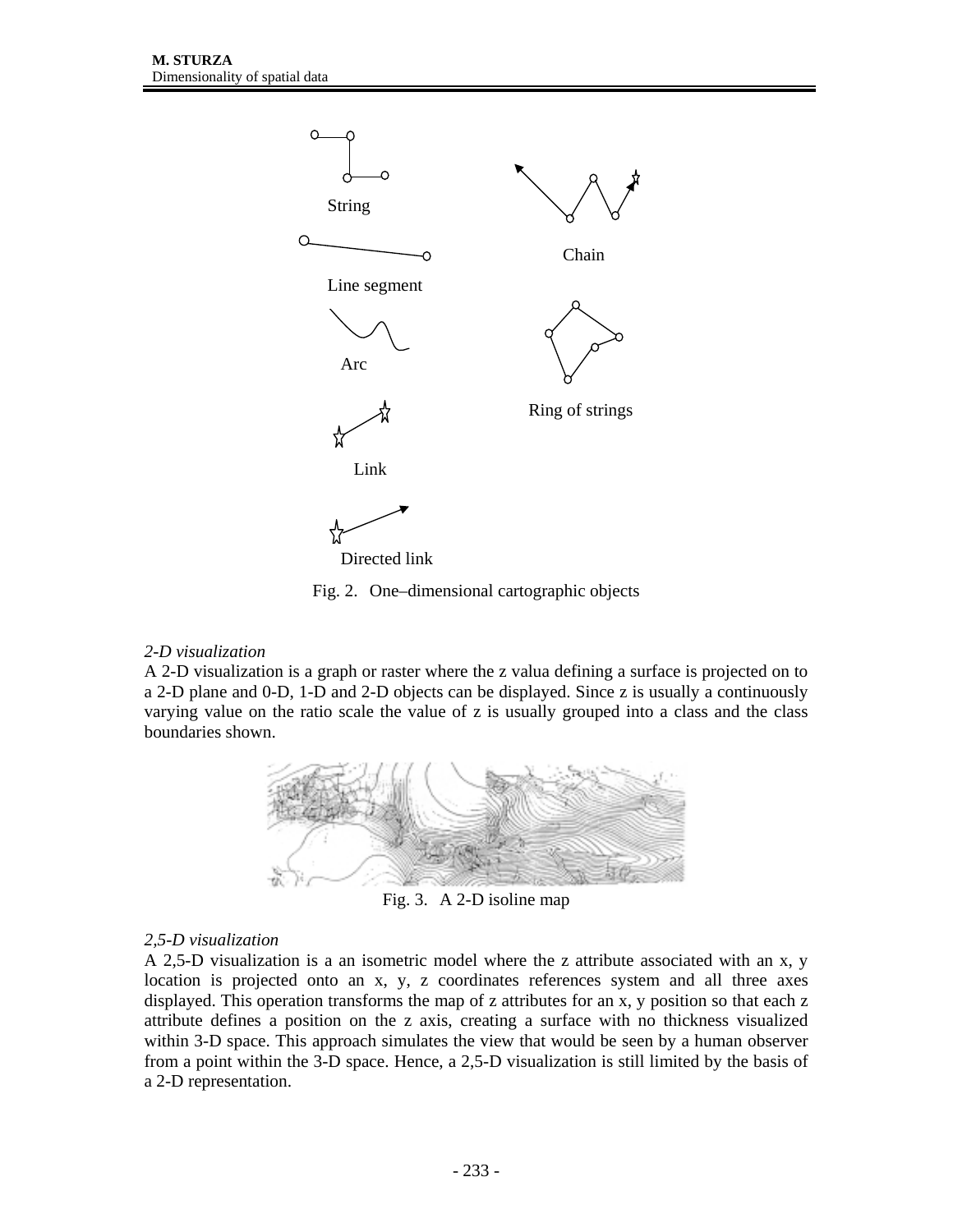String

Line segment

Arc

Link

Directed link

Chain

Ring of strings

Fig. 2. One–dimensional cartographic objects

*2-D visualization*

A 2-D visualization is a graph or raster where the z valua defining a surface is projected on to a 2-D plane and 0-D, 1-D and 2-D objects can be displayed. Since z is usually a continuously varying value on the ratio scale the value of z is usually grouped into a class and the class boundaries shown.

Fig. 3. A 2-D isoline map

*2,5-D visualization*

A 2,5-D visualization is a an isometric model where the z attribute associated with an x, y location is projected onto an x, y, z coordinates references system and all three axes displayed. This operation transforms the map of z attributes for an x, y position so that each z attribute defines a position on the z axis, creating a surface with no thickness visualized within 3-D space. This approach simulates the view that would be seen by a human observer from a point within the 3-D space. Hence, a 2,5-D visualization is still limited by the basis of a 2-D representation.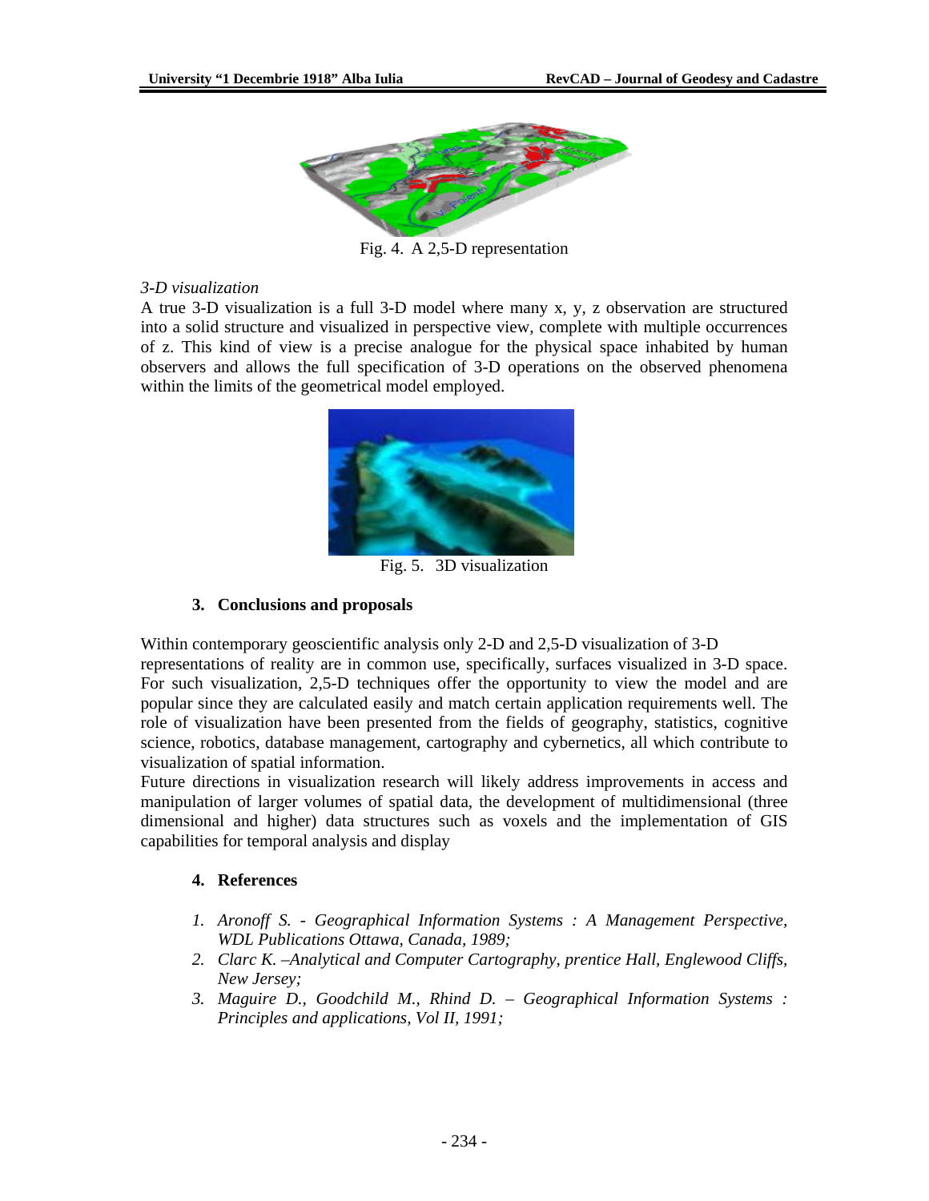Fig. 4. A 2,5-D representation

*3-D visualization*

A true 3-D visualization is a full 3-D model where many x, y, z observation are structured into a solid structure and visualized in perspective view, complete with multiple occurrences of z. This kind of view is a precise analogue for the physical space inhabited by human observers and allows the full specification of 3-D operations on the observed phenomena within the limits of the geometrical model employed.

Fig. 5. 3D visualization

## 3. Conclusions and proposals

Within contemporary geoscientific analysis only 2-D and 2,5-D visualization of 3-D representations of reality are in common use, specifically, surfaces visualized in 3-D space. For such visualization, 2,5-D techniques offer the opportunity to view the model and are popular since they are calculated easily and match certain application requirements well. The role of visualization have been presented from the fields of geography, statistics, cognitive science, robotics, database management, cartography and cybernetics, all which contribute to visualization of spatial information.

Future directions in visualization research will likely address improvements in access and manipulation of larger volumes of spatial data, the development of multidimensional (three dimensional and higher) data structures such as voxels and the implementation of GIS capabilities for temporal analysis and display

## 4. References

1. *Aronoff S. - Geographical Information Systems : A Management Perspective, WDL Publications Ottawa, Canada, 1989;*
2. *Clarc K. –Analytical and Computer Cartography, prentice Hall, Englewood Cliffs, New Jersey;*
3. *Maguire D., Goodchild M., Rhind D. – Geographical Information Systems : Principles and applications, Vol II, 1991;*